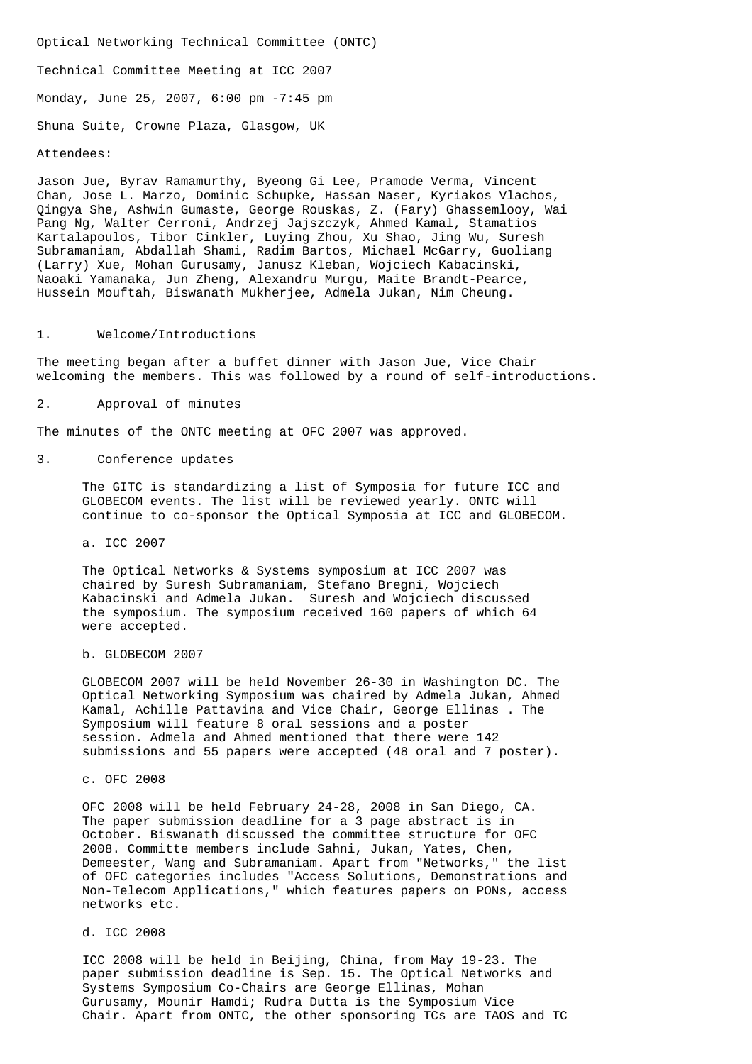Optical Networking Technical Committee (ONTC)

Technical Committee Meeting at ICC 2007

Monday, June 25, 2007, 6:00 pm -7:45 pm

Shuna Suite, Crowne Plaza, Glasgow, UK

Attendees:

Jason Jue, Byrav Ramamurthy, Byeong Gi Lee, Pramode Verma, Vincent Chan, Jose L. Marzo, Dominic Schupke, Hassan Naser, Kyriakos Vlachos, Qingya She, Ashwin Gumaste, George Rouskas, Z. (Fary) Ghassemlooy, Wai Pang Ng, Walter Cerroni, Andrzej Jajszczyk, Ahmed Kamal, Stamatios Kartalapoulos, Tibor Cinkler, Luying Zhou, Xu Shao, Jing Wu, Suresh Subramaniam, Abdallah Shami, Radim Bartos, Michael McGarry, Guoliang (Larry) Xue, Mohan Gurusamy, Janusz Kleban, Wojciech Kabacinski, Naoaki Yamanaka, Jun Zheng, Alexandru Murgu, Maite Brandt-Pearce, Hussein Mouftah, Biswanath Mukherjee, Admela Jukan, Nim Cheung.

1. Welcome/Introductions

The meeting began after a buffet dinner with Jason Jue, Vice Chair welcoming the members. This was followed by a round of self-introductions.

2. Approval of minutes

The minutes of the ONTC meeting at OFC 2007 was approved.

3. Conference updates

The GITC is standardizing a list of Symposia for future ICC and GLOBECOM events. The list will be reviewed yearly. ONTC will continue to co-sponsor the Optical Symposia at ICC and GLOBECOM.

a. ICC 2007

The Optical Networks & Systems symposium at ICC 2007 was chaired by Suresh Subramaniam, Stefano Bregni, Wojciech Kabacinski and Admela Jukan. Suresh and Wojciech discussed the symposium. The symposium received 160 papers of which 64 were accepted.

b. GLOBECOM 2007

GLOBECOM 2007 will be held November 26-30 in Washington DC. The Optical Networking Symposium was chaired by Admela Jukan, Ahmed Kamal, Achille Pattavina and Vice Chair, George Ellinas . The Symposium will feature 8 oral sessions and a poster session. Admela and Ahmed mentioned that there were 142 submissions and 55 papers were accepted (48 oral and 7 poster).

c. OFC 2008

OFC 2008 will be held February 24-28, 2008 in San Diego, CA. The paper submission deadline for a 3 page abstract is in October. Biswanath discussed the committee structure for OFC 2008. Committe members include Sahni, Jukan, Yates, Chen, Demeester, Wang and Subramaniam. Apart from "Networks," the list of OFC categories includes "Access Solutions, Demonstrations and Non-Telecom Applications," which features papers on PONs, access networks etc.

d. ICC 2008

ICC 2008 will be held in Beijing, China, from May 19-23. The paper submission deadline is Sep. 15. The Optical Networks and Systems Symposium Co-Chairs are George Ellinas, Mohan Gurusamy, Mounir Hamdi; Rudra Dutta is the Symposium Vice Chair. Apart from ONTC, the other sponsoring TCs are TAOS and TC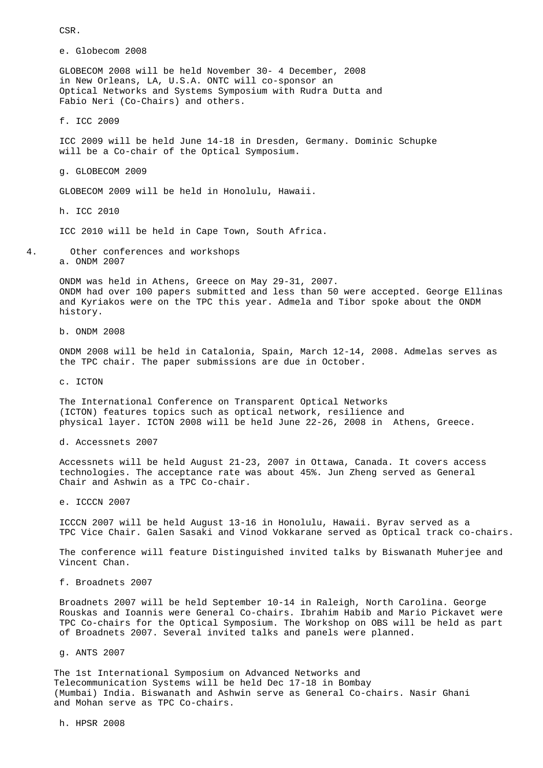CSR.

e. Globecom 2008

GLOBECOM 2008 will be held November 30- 4 December, 2008 in New Orleans, LA, U.S.A. ONTC will co-sponsor an Optical Networks and Systems Symposium with Rudra Dutta and Fabio Neri (Co-Chairs) and others.

f. ICC 2009

ICC 2009 will be held June 14-18 in Dresden, Germany. Dominic Schupke will be a Co-chair of the Optical Symposium.

g. GLOBECOM 2009

GLOBECOM 2009 will be held in Honolulu, Hawaii.

h. ICC 2010

ICC 2010 will be held in Cape Town, South Africa.

4. Other conferences and workshops

a. ONDM 2007

ONDM was held in Athens, Greece on May 29-31, 2007. ONDM had over 100 papers submitted and less than 50 were accepted. George Ellinas and Kyriakos were on the TPC this year. Admela and Tibor spoke about the ONDM history.

b. ONDM 2008

ONDM 2008 will be held in Catalonia, Spain, March 12-14, 2008. Admelas serves as the TPC chair. The paper submissions are due in October.

c. ICTON

The International Conference on Transparent Optical Networks (ICTON) features topics such as optical network, resilience and physical layer. ICTON 2008 will be held June 22-26, 2008 in Athens, Greece.

d. Accessnets 2007

Accessnets will be held August 21-23, 2007 in Ottawa, Canada. It covers access technologies. The acceptance rate was about 45%. Jun Zheng served as General Chair and Ashwin as a TPC Co-chair.

e. ICCCN 2007

ICCCN 2007 will be held August 13-16 in Honolulu, Hawaii. Byrav served as a TPC Vice Chair. Galen Sasaki and Vinod Vokkarane served as Optical track co-chairs.

The conference will feature Distinguished invited talks by Biswanath Muherjee and Vincent Chan.

f. Broadnets 2007

Broadnets 2007 will be held September 10-14 in Raleigh, North Carolina. George Rouskas and Ioannis were General Co-chairs. Ibrahim Habib and Mario Pickavet were TPC Co-chairs for the Optical Symposium. The Workshop on OBS will be held as part of Broadnets 2007. Several invited talks and panels were planned.

g. ANTS 2007

The 1st International Symposium on Advanced Networks and Telecommunication Systems will be held Dec 17-18 in Bombay (Mumbai) India. Biswanath and Ashwin serve as General Co-chairs. Nasir Ghani and Mohan serve as TPC Co-chairs.

h. HPSR 2008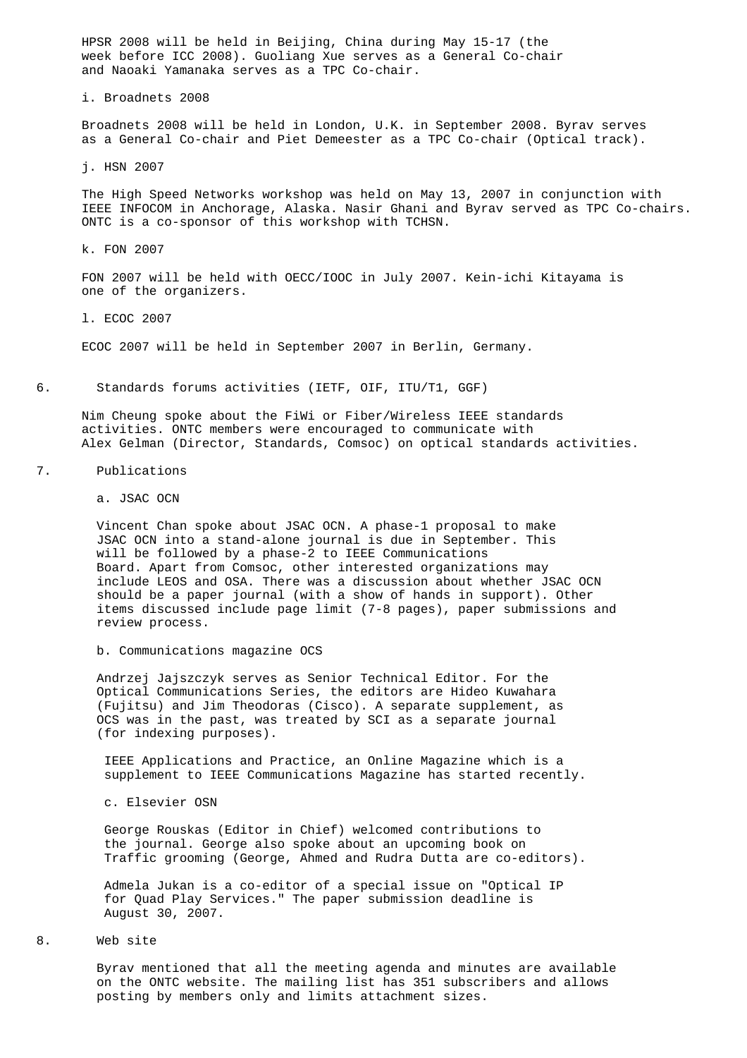HPSR 2008 will be held in Beijing, China during May 15-17 (the week before ICC 2008). Guoliang Xue serves as a General Co-chair and Naoaki Yamanaka serves as a TPC Co-chair.

i. Broadnets 2008

Broadnets 2008 will be held in London, U.K. in September 2008. Byrav serves as a General Co-chair and Piet Demeester as a TPC Co-chair (Optical track).

j. HSN 2007

The High Speed Networks workshop was held on May 13, 2007 in conjunction with IEEE INFOCOM in Anchorage, Alaska. Nasir Ghani and Byrav served as TPC Co-chairs. ONTC is a co-sponsor of this workshop with TCHSN.

k. FON 2007

FON 2007 will be held with OECC/IOOC in July 2007. Kein-ichi Kitayama is one of the organizers.

l. ECOC 2007

ECOC 2007 will be held in September 2007 in Berlin, Germany.

6. Standards forums activities (IETF, OIF, ITU/T1, GGF)

Nim Cheung spoke about the FiWi or Fiber/Wireless IEEE standards activities. ONTC members were encouraged to communicate with Alex Gelman (Director, Standards, Comsoc) on optical standards activities.

7. Publications

a. JSAC OCN

Vincent Chan spoke about JSAC OCN. A phase-1 proposal to make JSAC OCN into a stand-alone journal is due in September. This will be followed by a phase-2 to IEEE Communications Board. Apart from Comsoc, other interested organizations may include LEOS and OSA. There was a discussion about whether JSAC OCN should be a paper journal (with a show of hands in support). Other items discussed include page limit (7-8 pages), paper submissions and review process.

b. Communications magazine OCS

Andrzej Jajszczyk serves as Senior Technical Editor. For the Optical Communications Series, the editors are Hideo Kuwahara (Fujitsu) and Jim Theodoras (Cisco). A separate supplement, as OCS was in the past, was treated by SCI as a separate journal (for indexing purposes).

IEEE Applications and Practice, an Online Magazine which is a supplement to IEEE Communications Magazine has started recently.

c. Elsevier OSN

George Rouskas (Editor in Chief) welcomed contributions to the journal. George also spoke about an upcoming book on Traffic grooming (George, Ahmed and Rudra Dutta are co-editors).

Admela Jukan is a co-editor of a special issue on "Optical IP for Quad Play Services." The paper submission deadline is August 30, 2007.

8. Web site

Byrav mentioned that all the meeting agenda and minutes are available on the ONTC website. The mailing list has 351 subscribers and allows posting by members only and limits attachment sizes.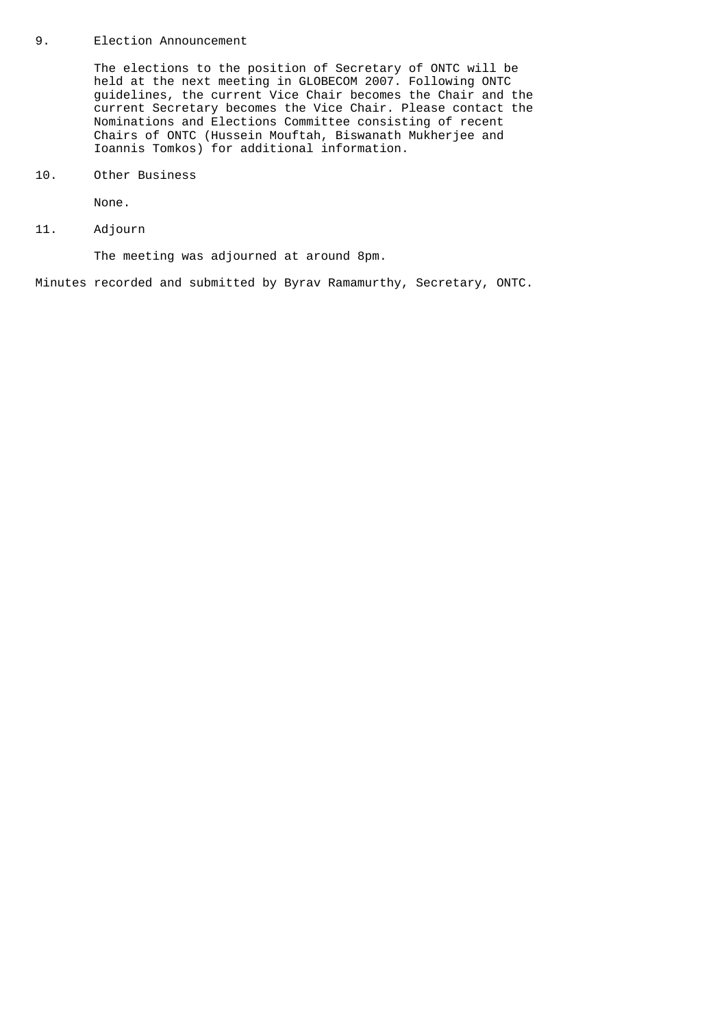9. Election Announcement

   The elections to the position of Secretary of ONTC will be held at the next meeting in GLOBECOM 2007. Following ONTC guidelines, the current Vice Chair becomes the Chair and the current Secretary becomes the Vice Chair. Please contact the Nominations and Elections Committee consisting of recent Chairs of ONTC (Hussein Mouftah, Biswanath Mukherjee and Ioannis Tomkos) for additional information.

10. Other Business

    None.

11. Adjourn

    The meeting was adjourned at around 8pm.

Minutes recorded and submitted by Byrav Ramamurthy, Secretary, ONTC.